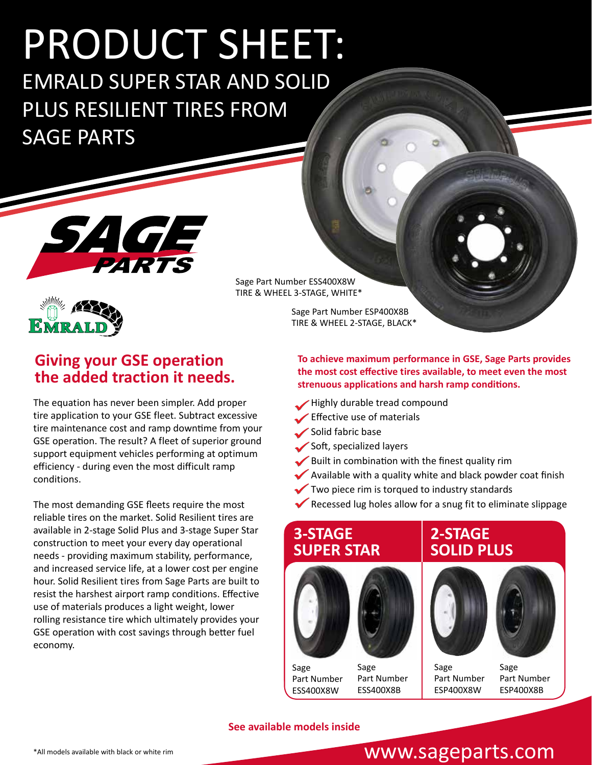# PRODUCT SHEET:

## EMRALD SUPER STAR AND SOLID PLUS RESILIENT TIRES FROM SAGE PARTS

Sage Part Number ESS400X8W
TIRE & WHEEL 3-STAGE, WHITE*

Sage Part Number ESP400X8B
TIRE & WHEEL 2-STAGE, BLACK*

## Giving your GSE operation the added traction it needs.

The equation has never been simpler. Add proper tire application to your GSE fleet. Subtract excessive tire maintenance cost and ramp downtime from your GSE operation. The result? A fleet of superior ground support equipment vehicles performing at optimum efficiency - during even the most difficult ramp conditions.

The most demanding GSE fleets require the most reliable tires on the market. Solid Resilient tires are available in 2-stage Solid Plus and 3-stage Super Star construction to meet your every day operational needs - providing maximum stability, performance, and increased service life, at a lower cost per engine hour. Solid Resilient tires from Sage Parts are built to resist the harshest airport ramp conditions. Effective use of materials produces a light weight, lower rolling resistance tire which ultimately provides your GSE operation with cost savings through better fuel economy.

**To achieve maximum performance in GSE, Sage Parts provides the most cost effective tires available, to meet even the most strenuous applications and harsh ramp conditions.**

- Highly durable tread compound
- Effective use of materials
- Solid fabric base
- Soft, specialized layers
- Built in combination with the finest quality rim
- Available with a quality white and black powder coat finish
- Two piece rim is torqued to industry standards
- Recessed lug holes allow for a snug fit to eliminate slippage

| 3-STAGE SUPER STAR | | 2-STAGE SOLID PLUS | |
|---|---|---|---|
| Sage Part Number ESS400X8W | Sage Part Number ESS400X8B | Sage Part Number ESP400X8W | Sage Part Number ESP400X8B |

**See available models inside**

*All models available with black or white rim

www.sageparts.com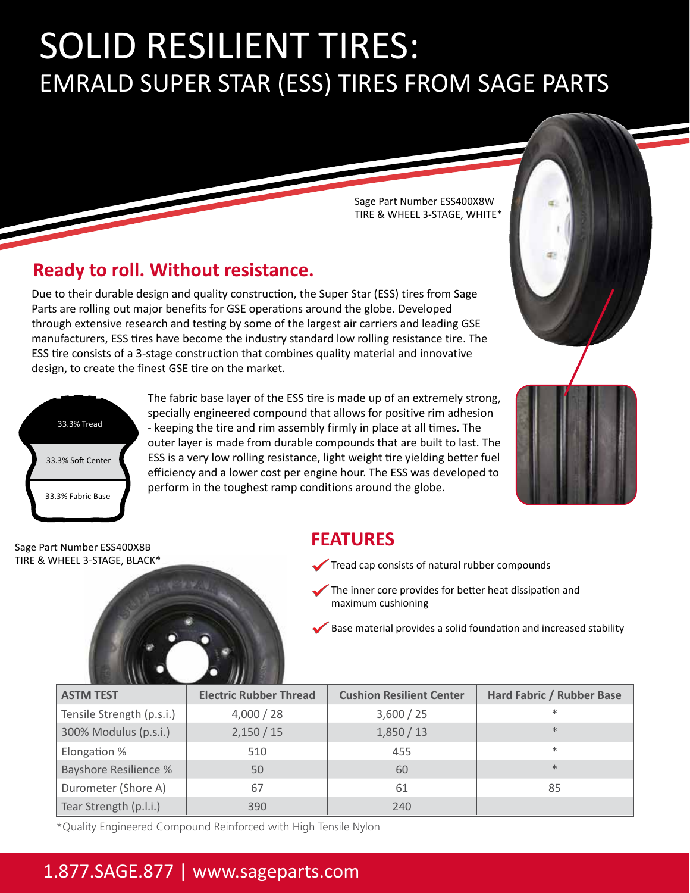# SOLID RESILIENT TIRES:

## EMRALD SUPER STAR (ESS) TIRES FROM SAGE PARTS

Sage Part Number ESS400X8W
TIRE & WHEEL 3-STAGE, WHITE*

### Ready to roll. Without resistance.

Due to their durable design and quality construction, the Super Star (ESS) tires from Sage Parts are rolling out major benefits for GSE operations around the globe. Developed through extensive research and testing by some of the largest air carriers and leading GSE manufacturers, ESS tires have become the industry standard low rolling resistance tire. The ESS tire consists of a 3-stage construction that combines quality material and innovative design, to create the finest GSE tire on the market.

33.3% Tread
33.3% Soft Center
33.3% Fabric Base

The fabric base layer of the ESS tire is made up of an extremely strong, specially engineered compound that allows for positive rim adhesion - keeping the tire and rim assembly firmly in place at all times. The outer layer is made from durable compounds that are built to last. The ESS is a very low rolling resistance, light weight tire yielding better fuel efficiency and a lower cost per engine hour. The ESS was developed to perform in the toughest ramp conditions around the globe.

Sage Part Number ESS400X8B
TIRE & WHEEL 3-STAGE, BLACK*

### FEATURES

- Tread cap consists of natural rubber compounds
- The inner core provides for better heat dissipation and maximum cushioning
- Base material provides a solid foundation and increased stability

| ASTM TEST | Electric Rubber Thread | Cushion Resilient Center | Hard Fabric / Rubber Base |
|---|---|---|---|
| Tensile Strength (p.s.i.) | 4,000 / 28 | 3,600 / 25 | * |
| 300% Modulus (p.s.i.) | 2,150 / 15 | 1,850 / 13 | * |
| Elongation % | 510 | 455 | * |
| Bayshore Resilience % | 50 | 60 | * |
| Durometer (Shore A) | 67 | 61 | 85 |
| Tear Strength (p.l.i.) | 390 | 240 | |

*Quality Engineered Compound Reinforced with High Tensile Nylon

1.877.SAGE.877 | www.sageparts.com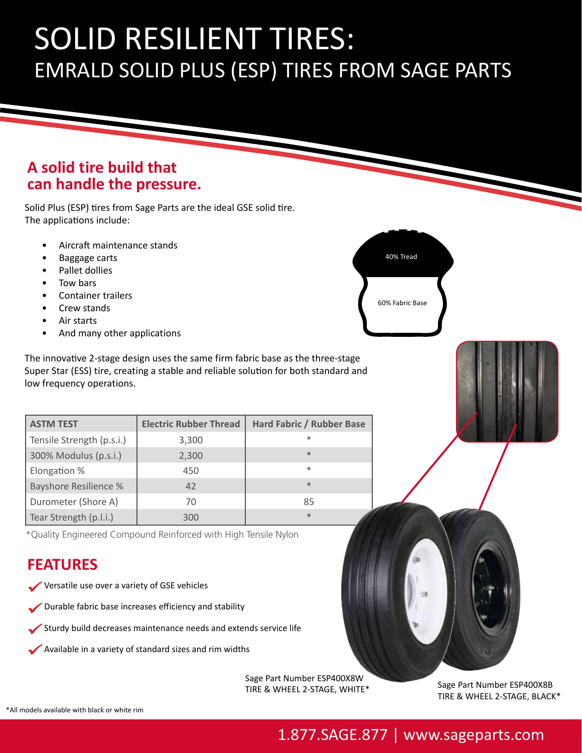# SOLID RESILIENT TIRES:
## EMRALD SOLID PLUS (ESP) TIRES FROM SAGE PARTS

### A solid tire build that can handle the pressure.

Solid Plus (ESP) tires from Sage Parts are the ideal GSE solid tire. The applications include:

- Aircraft maintenance stands
- Baggage carts
- Pallet dollies
- Tow bars
- Container trailers
- Crew stands
- Air starts
- And many other applications

40% Tread

60% Fabric Base

The innovative 2-stage design uses the same firm fabric base as the three-stage Super Star (ESS) tire, creating a stable and reliable solution for both standard and low frequency operations.

| ASTM TEST | Electric Rubber Thread | Hard Fabric / Rubber Base |
|---|---|---|
| Tensile Strength (p.s.i.) | 3,300 | * |
| 300% Modulus (p.s.i.) | 2,300 | * |
| Elongation % | 450 | * |
| Bayshore Resilience % | 42 | * |
| Durometer (Shore A) | 70 | 85 |
| Tear Strength (p.l.i.) | 300 | * |

*Quality Engineered Compound Reinforced with High Tensile Nylon

### FEATURES

- ✓ Versatile use over a variety of GSE vehicles
- ✓ Durable fabric base increases efficiency and stability
- ✓ Sturdy build decreases maintenance needs and extends service life
- ✓ Available in a variety of standard sizes and rim widths

Sage Part Number ESP400X8W
TIRE & WHEEL 2-STAGE, WHITE*

Sage Part Number ESP400X8B
TIRE & WHEEL 2-STAGE, BLACK*

*All models available with black or white rim

1.877.SAGE.877 | www.sageparts.com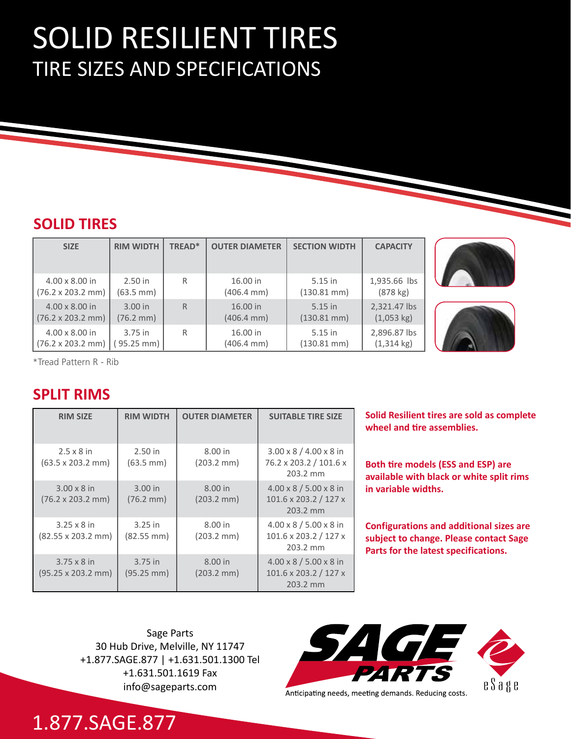// SOLID RESILIENT TIRES
## TIRE SIZES AND SPECIFICATIONS

## SOLID TIRES

| SIZE | RIM WIDTH | TREAD* | OUTER DIAMETER | SECTION WIDTH | CAPACITY |
|---|---|---|---|---|---|
| 4.00 x 8.00 in (76.2 x 203.2 mm) | 2.50 in (63.5 mm) | R | 16.00 in (406.4 mm) | 5.15 in (130.81 mm) | 1,935.66 lbs (878 kg) |
| 4.00 x 8.00 in (76.2 x 203.2 mm) | 3.00 in (76.2 mm) | R | 16.00 in (406.4 mm) | 5.15 in (130.81 mm) | 2,321.47 lbs (1,053 kg) |
| 4.00 x 8.00 in (76.2 x 203.2 mm) | 3.75 in ( 95.25 mm) | R | 16.00 in (406.4 mm) | 5.15 in (130.81 mm) | 2,896.87 lbs (1,314 kg) |

*Tread Pattern R - Rib

## SPLIT RIMS

| RIM SIZE | RIM WIDTH | OUTER DIAMETER | SUITABLE TIRE SIZE |
|---|---|---|---|
| 2.5 x 8 in (63.5 x 203.2 mm) | 2.50 in (63.5 mm) | 8.00 in (203.2 mm) | 3.00 x 8 / 4.00 x 8 in 76.2 x 203.2 / 101.6 x 203.2 mm |
| 3.00 x 8 in (76.2 x 203.2 mm) | 3.00 in (76.2 mm) | 8.00 in (203.2 mm) | 4.00 x 8 / 5.00 x 8 in 101.6 x 203.2 / 127 x 203.2 mm |
| 3.25 x 8 in (82.55 x 203.2 mm) | 3.25 in (82.55 mm) | 8.00 in (203.2 mm) | 4.00 x 8 / 5.00 x 8 in 101.6 x 203.2 / 127 x 203.2 mm |
| 3.75 x 8 in (95.25 x 203.2 mm) | 3.75 in (95.25 mm) | 8.00 in (203.2 mm) | 4.00 x 8 / 5.00 x 8 in 101.6 x 203.2 / 127 x 203.2 mm |

**Solid Resilient tires are sold as complete wheel and tire assemblies.**

**Both tire models (ESS and ESP) are available with black or white split rims in variable widths.**

**Configurations and additional sizes are subject to change. Please contact Sage Parts for the latest specifications.**

Sage Parts
30 Hub Drive, Melville, NY 11747
+1.877.SAGE.877 | +1.631.501.1300 Tel
+1.631.501.1619 Fax
info@sageparts.com

SAGE PARTS

Anticipating needs, meeting demands. Reducing costs.

eSage

1.877.SAGE.877